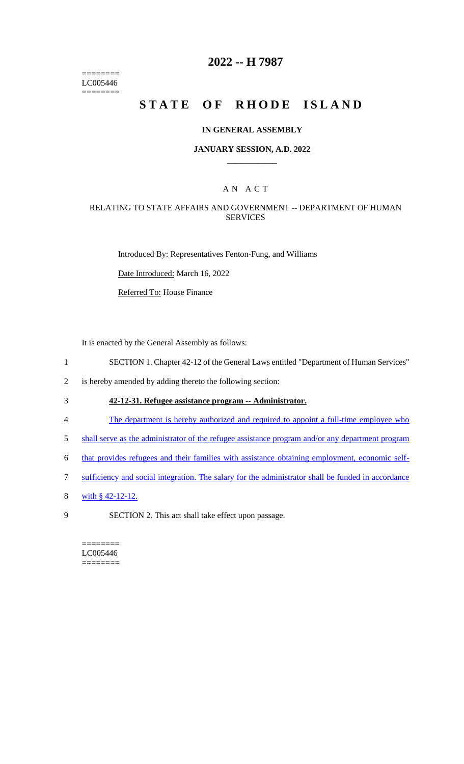========
LC005446
========

# 2022 -- H 7987

# STATE OF RHODE ISLAND

### IN GENERAL ASSEMBLY

### JANUARY SESSION, A.D. 2022

## A N A C T

### RELATING TO STATE AFFAIRS AND GOVERNMENT -- DEPARTMENT OF HUMAN SERVICES

Introduced By: Representatives Fenton-Fung, and Williams

Date Introduced: March 16, 2022

Referred To: House Finance

It is enacted by the General Assembly as follows:

1 SECTION 1. Chapter 42-12 of the General Laws entitled "Department of Human Services"

2 is hereby amended by adding thereto the following section:

3 **42-12-31. Refugee assistance program -- Administrator.**

4 The department is hereby authorized and required to appoint a full-time employee who

5 shall serve as the administrator of the refugee assistance program and/or any department program

6 that provides refugees and their families with assistance obtaining employment, economic self-

7 sufficiency and social integration. The salary for the administrator shall be funded in accordance

8 with § 42-12-12.

9 SECTION 2. This act shall take effect upon passage.

========
LC005446
========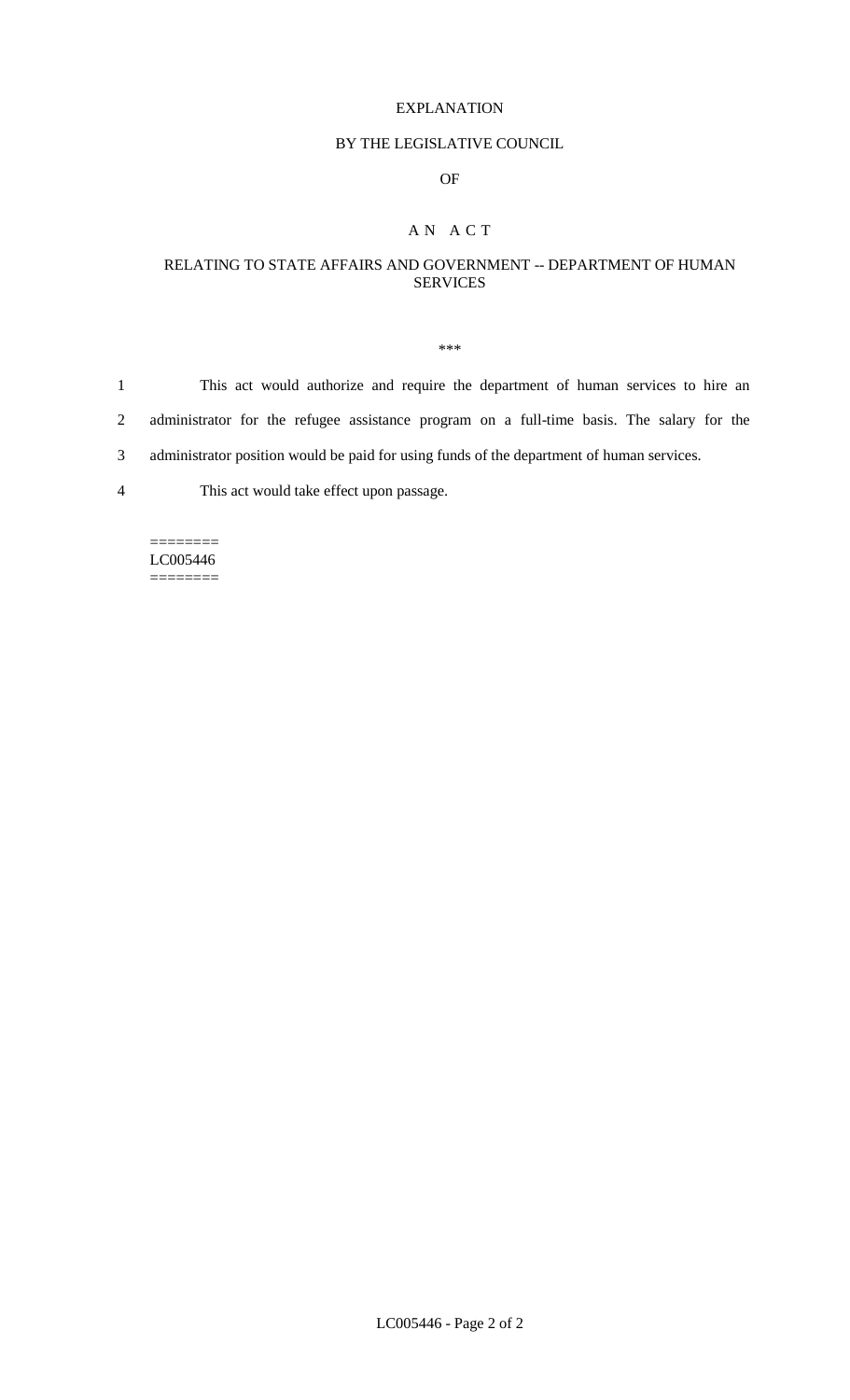EXPLANATION

BY THE LEGISLATIVE COUNCIL

OF

A N A C T

RELATING TO STATE AFFAIRS AND GOVERNMENT -- DEPARTMENT OF HUMAN SERVICES

\*\*\*

1 This act would authorize and require the department of human services to hire an
2 administrator for the refugee assistance program on a full-time basis. The salary for the
3 administrator position would be paid for using funds of the department of human services.
4 This act would take effect upon passage.

========
LC005446
========